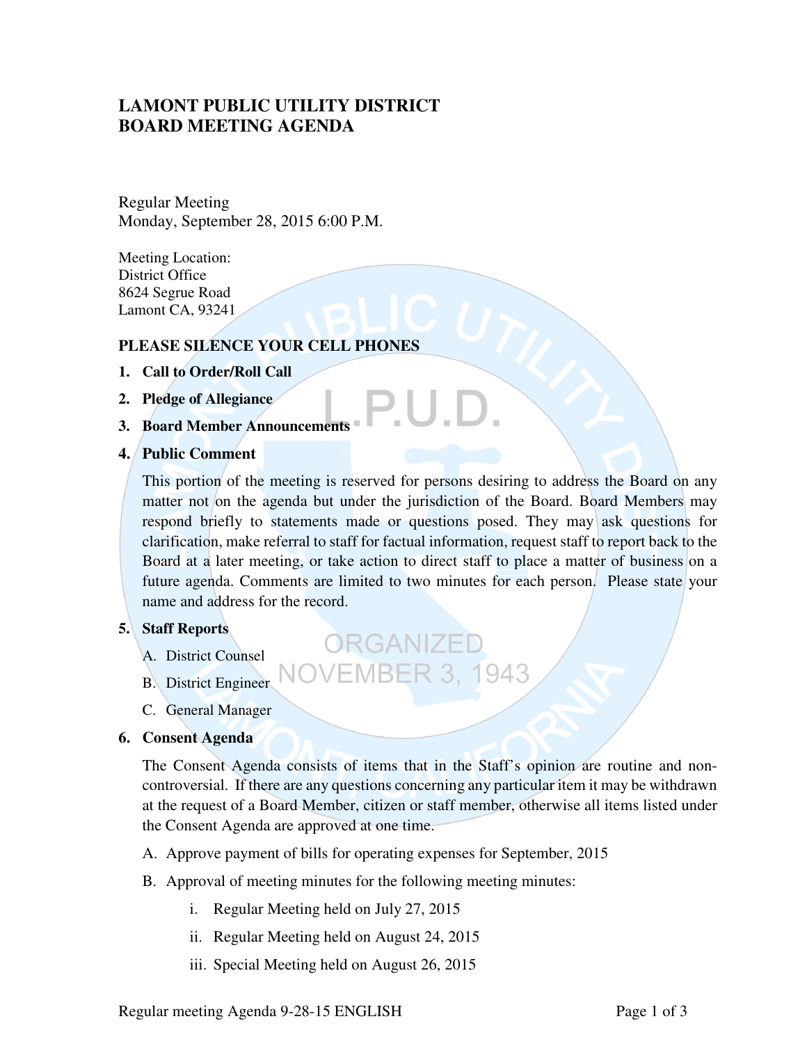# LAMONT PUBLIC UTILITY DISTRICT
# BOARD MEETING AGENDA

Regular Meeting
Monday, September 28, 2015 6:00 P.M.

Meeting Location:
District Office
8624 Segrue Road
Lamont CA, 93241

**PLEASE SILENCE YOUR CELL PHONES**

1. **Call to Order/Roll Call**
2. **Pledge of Allegiance**
3. **Board Member Announcements**
4. **Public Comment**

   This portion of the meeting is reserved for persons desiring to address the Board on any matter not on the agenda but under the jurisdiction of the Board. Board Members may respond briefly to statements made or questions posed. They may ask questions for clarification, make referral to staff for factual information, request staff to report back to the Board at a later meeting, or take action to direct staff to place a matter of business on a future agenda. Comments are limited to two minutes for each person. Please state your name and address for the record.

5. **Staff Reports**
   - A. District Counsel
   - B. District Engineer
   - C. General Manager

6. **Consent Agenda**

   The Consent Agenda consists of items that in the Staff's opinion are routine and non-controversial. If there are any questions concerning any particular item it may be withdrawn at the request of a Board Member, citizen or staff member, otherwise all items listed under the Consent Agenda are approved at one time.

   - A. Approve payment of bills for operating expenses for September, 2015
   - B. Approval of meeting minutes for the following meeting minutes:
     - i. Regular Meeting held on July 27, 2015
     - ii. Regular Meeting held on August 24, 2015
     - iii. Special Meeting held on August 26, 2015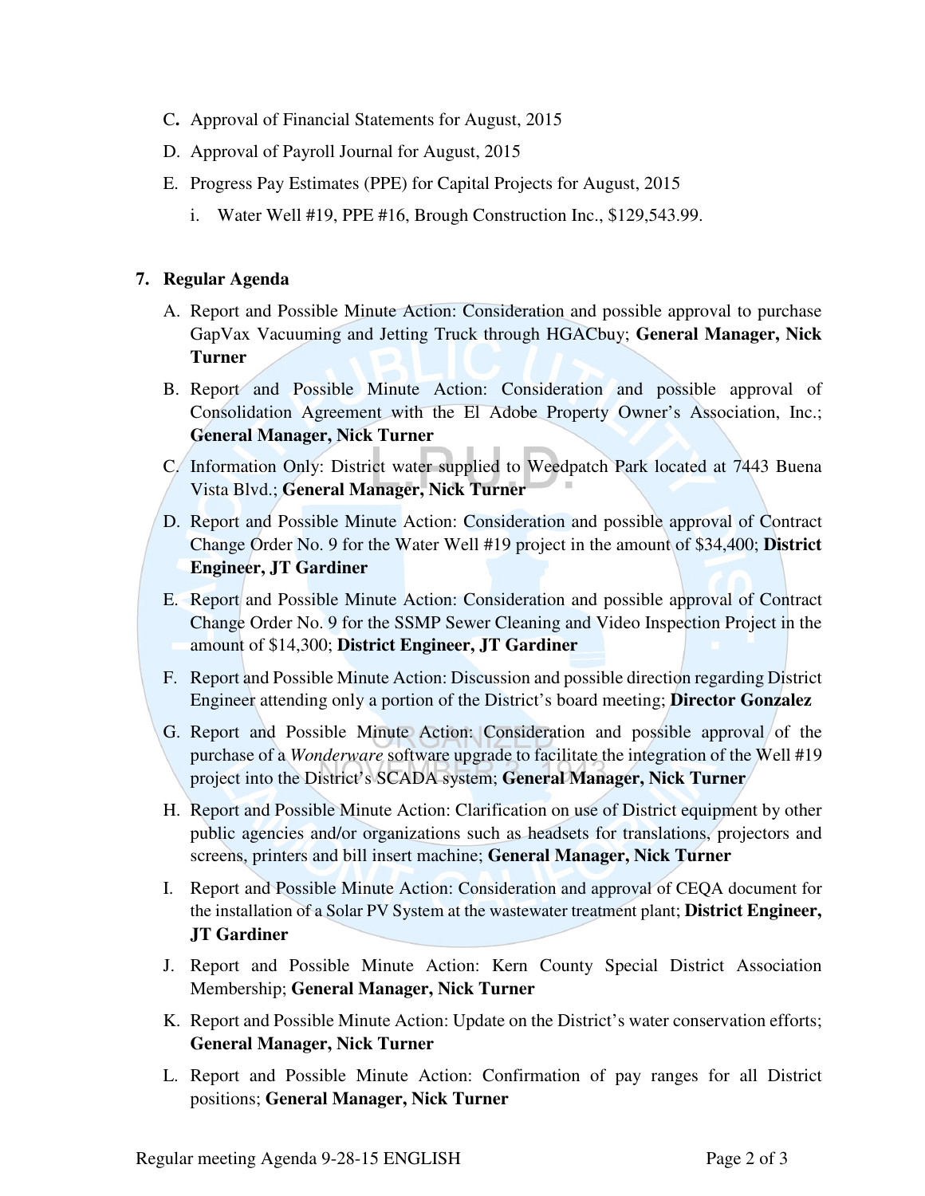C. Approval of Financial Statements for August, 2015

D. Approval of Payroll Journal for August, 2015

E. Progress Pay Estimates (PPE) for Capital Projects for August, 2015

   i. Water Well #19, PPE #16, Brough Construction Inc., $129,543.99.

**7. Regular Agenda**

A. Report and Possible Minute Action: Consideration and possible approval to purchase GapVax Vacuuming and Jetting Truck through HGACbuy; **General Manager, Nick Turner**

B. Report and Possible Minute Action: Consideration and possible approval of Consolidation Agreement with the El Adobe Property Owner's Association, Inc.; **General Manager, Nick Turner**

C. Information Only: District water supplied to Weedpatch Park located at 7443 Buena Vista Blvd.; **General Manager, Nick Turner**

D. Report and Possible Minute Action: Consideration and possible approval of Contract Change Order No. 9 for the Water Well #19 project in the amount of $34,400; **District Engineer, JT Gardiner**

E. Report and Possible Minute Action: Consideration and possible approval of Contract Change Order No. 9 for the SSMP Sewer Cleaning and Video Inspection Project in the amount of $14,300; **District Engineer, JT Gardiner**

F. Report and Possible Minute Action: Discussion and possible direction regarding District Engineer attending only a portion of the District's board meeting; **Director Gonzalez**

G. Report and Possible Minute Action: Consideration and possible approval of the purchase of a *Wonderware* software upgrade to facilitate the integration of the Well #19 project into the District's SCADA system; **General Manager, Nick Turner**

H. Report and Possible Minute Action: Clarification on use of District equipment by other public agencies and/or organizations such as headsets for translations, projectors and screens, printers and bill insert machine; **General Manager, Nick Turner**

I. Report and Possible Minute Action: Consideration and approval of CEQA document for the installation of a Solar PV System at the wastewater treatment plant; **District Engineer, JT Gardiner**

J. Report and Possible Minute Action: Kern County Special District Association Membership; **General Manager, Nick Turner**

K. Report and Possible Minute Action: Update on the District's water conservation efforts; **General Manager, Nick Turner**

L. Report and Possible Minute Action: Confirmation of pay ranges for all District positions; **General Manager, Nick Turner**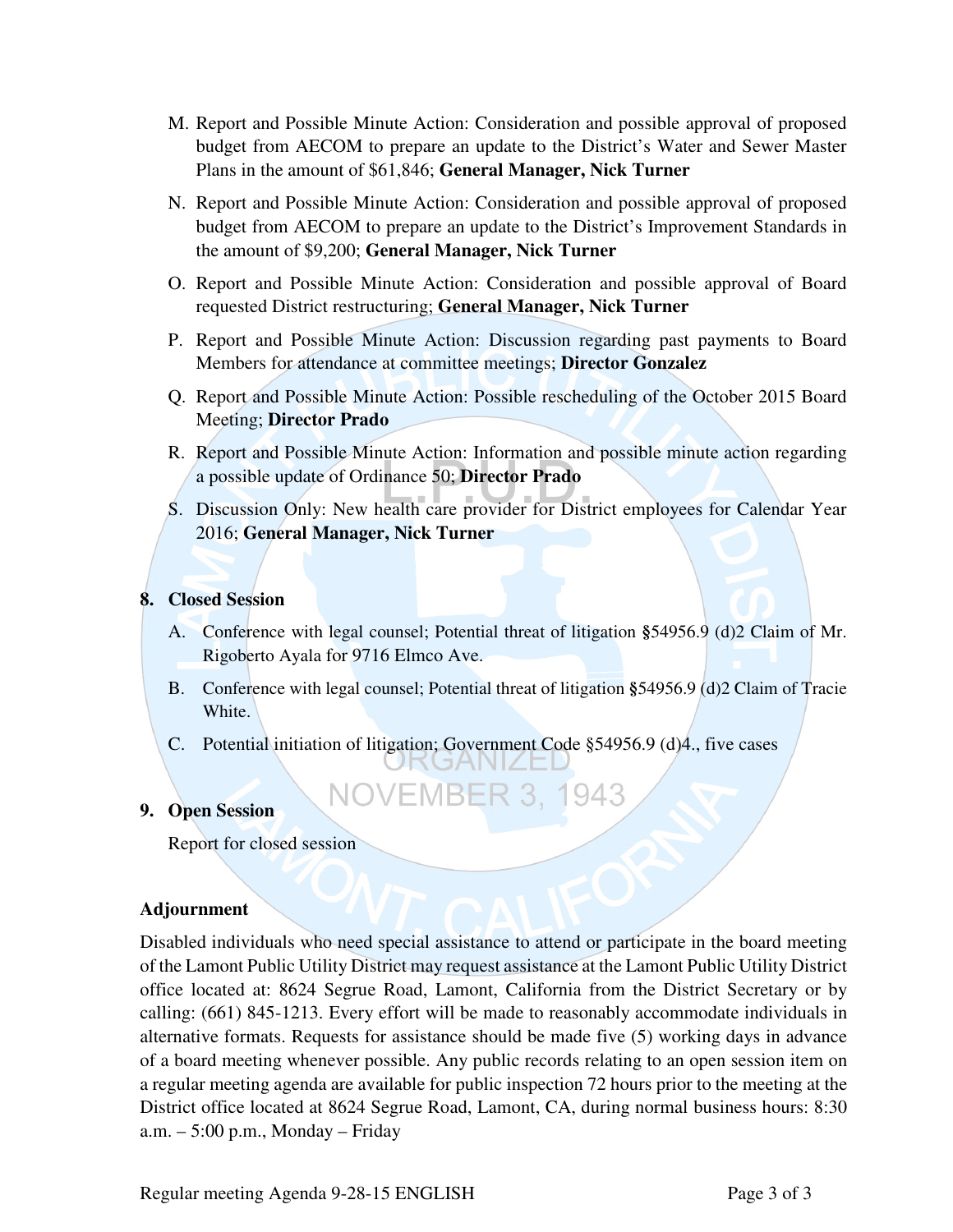M. Report and Possible Minute Action: Consideration and possible approval of proposed budget from AECOM to prepare an update to the District's Water and Sewer Master Plans in the amount of $61,846; **General Manager, Nick Turner**

N. Report and Possible Minute Action: Consideration and possible approval of proposed budget from AECOM to prepare an update to the District's Improvement Standards in the amount of $9,200; **General Manager, Nick Turner**

O. Report and Possible Minute Action: Consideration and possible approval of Board requested District restructuring; **General Manager, Nick Turner**

P. Report and Possible Minute Action: Discussion regarding past payments to Board Members for attendance at committee meetings; **Director Gonzalez**

Q. Report and Possible Minute Action: Possible rescheduling of the October 2015 Board Meeting; **Director Prado**

R. Report and Possible Minute Action: Information and possible minute action regarding a possible update of Ordinance 50; **Director Prado**

S. Discussion Only: New health care provider for District employees for Calendar Year 2016; **General Manager, Nick Turner**

**8. Closed Session**

A. Conference with legal counsel; Potential threat of litigation §54956.9 (d)2 Claim of Mr. Rigoberto Ayala for 9716 Elmco Ave.

B. Conference with legal counsel; Potential threat of litigation §54956.9 (d)2 Claim of Tracie White.

C. Potential initiation of litigation; Government Code §54956.9 (d)4., five cases

**9. Open Session**

Report for closed session

**Adjournment**

Disabled individuals who need special assistance to attend or participate in the board meeting of the Lamont Public Utility District may request assistance at the Lamont Public Utility District office located at: 8624 Segrue Road, Lamont, California from the District Secretary or by calling: (661) 845-1213. Every effort will be made to reasonably accommodate individuals in alternative formats. Requests for assistance should be made five (5) working days in advance of a board meeting whenever possible. Any public records relating to an open session item on a regular meeting agenda are available for public inspection 72 hours prior to the meeting at the District office located at 8624 Segrue Road, Lamont, CA, during normal business hours: 8:30 a.m. – 5:00 p.m., Monday – Friday